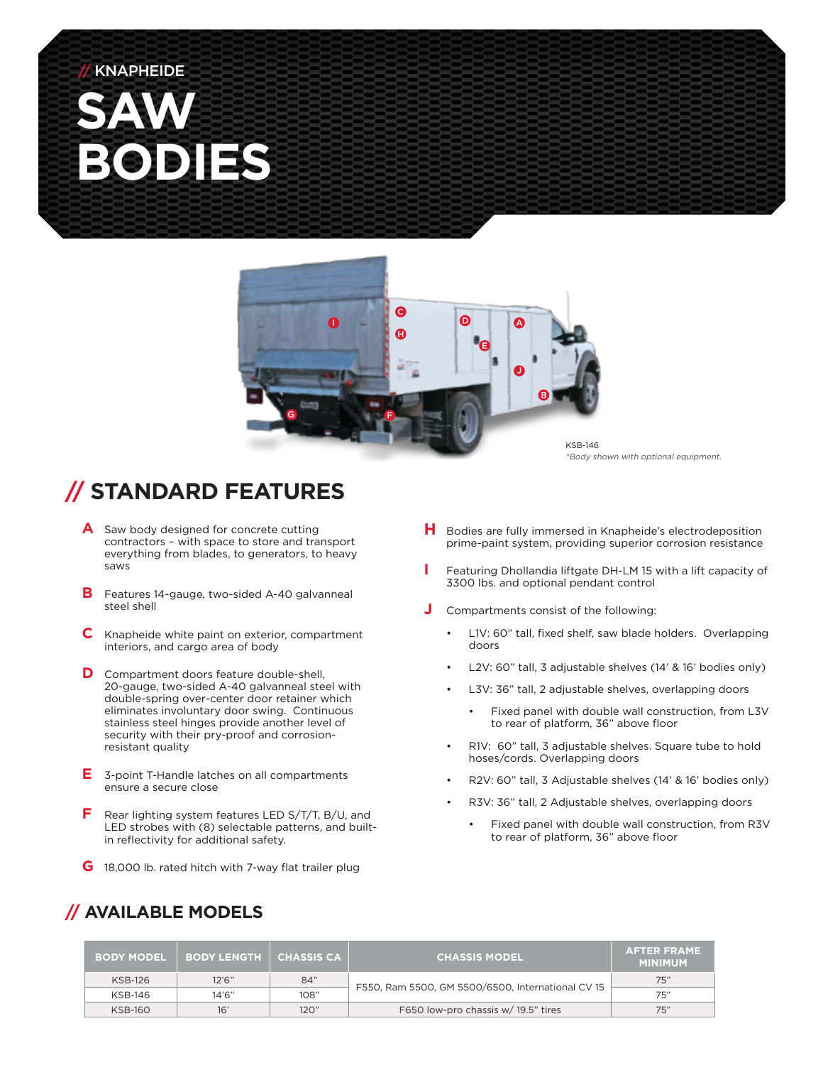// KNAPHEIDE

# SAW BODIES

KSB-146
*\*Body shown with optional equipment.*

## // STANDARD FEATURES

**A** Saw body designed for concrete cutting contractors – with space to store and transport everything from blades, to generators, to heavy saws

**B** Features 14-gauge, two-sided A-40 galvanneal steel shell

**C** Knapheide white paint on exterior, compartment interiors, and cargo area of body

**D** Compartment doors feature double-shell, 20-gauge, two-sided A-40 galvanneal steel with double-spring over-center door retainer which eliminates involuntary door swing. Continuous stainless steel hinges provide another level of security with their pry-proof and corrosion-resistant quality

**E** 3-point T-Handle latches on all compartments ensure a secure close

**F** Rear lighting system features LED S/T/T, B/U, and LED strobes with (8) selectable patterns, and built-in reflectivity for additional safety.

**G** 18,000 lb. rated hitch with 7-way flat trailer plug

**H** Bodies are fully immersed in Knapheide's electrodeposition prime-paint system, providing superior corrosion resistance

**I** Featuring Dhollandia liftgate DH-LM 15 with a lift capacity of 3300 lbs. and optional pendant control

**J** Compartments consist of the following:

- L1V: 60" tall, fixed shelf, saw blade holders. Overlapping doors
- L2V: 60" tall, 3 adjustable shelves (14' & 16' bodies only)
- L3V: 36" tall, 2 adjustable shelves, overlapping doors
    - Fixed panel with double wall construction, from L3V to rear of platform, 36" above floor
- R1V: 60" tall, 3 adjustable shelves. Square tube to hold hoses/cords. Overlapping doors
- R2V: 60" tall, 3 Adjustable shelves (14' & 16' bodies only)
- R3V: 36" tall, 2 Adjustable shelves, overlapping doors
    - Fixed panel with double wall construction, from R3V to rear of platform, 36" above floor

## // AVAILABLE MODELS

| BODY MODEL | BODY LENGTH | CHASSIS CA | CHASSIS MODEL | AFTER FRAME MINIMUM |
|---|---|---|---|---|
| KSB-126 | 12'6" | 84" | F550, Ram 5500, GM 5500/6500, International CV 15 | 75" |
| KSB-146 | 14'6" | 108" | F550, Ram 5500, GM 5500/6500, International CV 15 | 75" |
| KSB-160 | 16' | 120" | F650 low-pro chassis w/ 19.5" tires | 75" |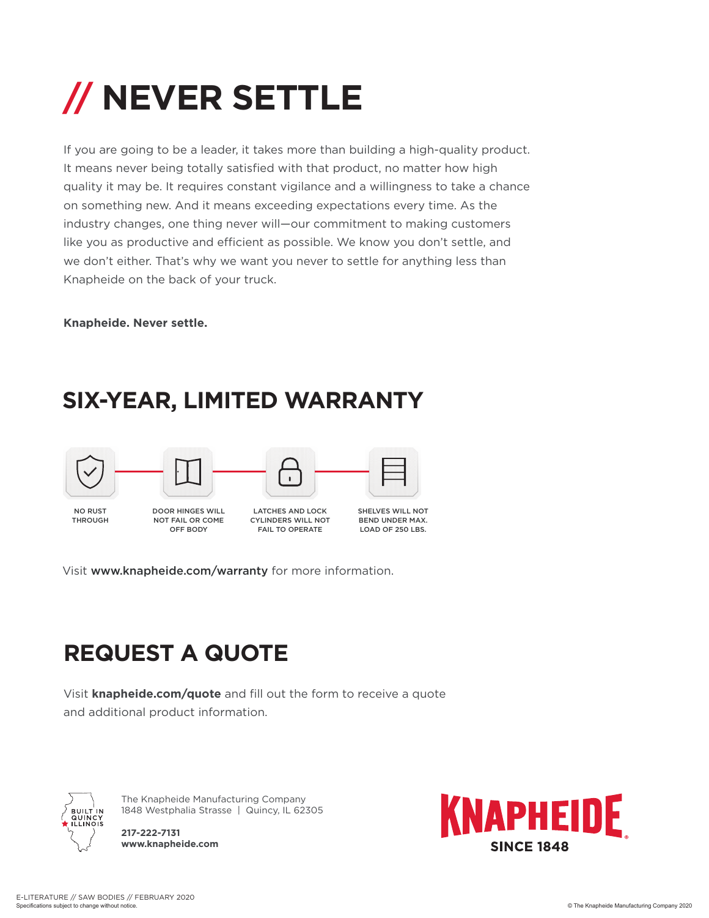# // NEVER SETTLE

If you are going to be a leader, it takes more than building a high-quality product. It means never being totally satisfied with that product, no matter how high quality it may be. It requires constant vigilance and a willingness to take a chance on something new. And it means exceeding expectations every time. As the industry changes, one thing never will—our commitment to making customers like you as productive and efficient as possible. We know you don't settle, and we don't either. That's why we want you never to settle for anything less than Knapheide on the back of your truck.

**Knapheide. Never settle.**

## SIX-YEAR, LIMITED WARRANTY

- NO RUST THROUGH
- DOOR HINGES WILL NOT FAIL OR COME OFF BODY
- LATCHES AND LOCK CYLINDERS WILL NOT FAIL TO OPERATE
- SHELVES WILL NOT BEND UNDER MAX. LOAD OF 250 LBS.

Visit **www.knapheide.com/warranty** for more information.

## REQUEST A QUOTE

Visit **knapheide.com/quote** and fill out the form to receive a quote and additional product information.

BUILT IN QUINCY ILLINOIS

The Knapheide Manufacturing Company
1848 Westphalia Strasse | Quincy, IL 62305

**217-222-7131**
**www.knapheide.com**

KNAPHEIDE
SINCE 1848

E-LITERATURE // SAW BODIES // FEBRUARY 2020
Specifications subject to change without notice.

© The Knapheide Manufacturing Company 2020